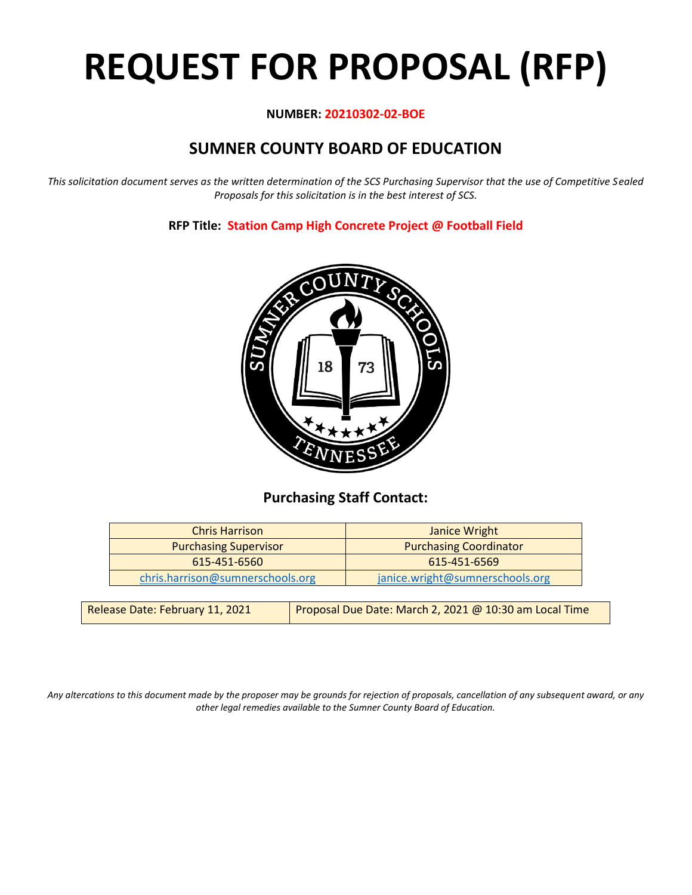# REQUEST FOR PROPOSAL (RFP)

**NUMBER: 20210302-02-BOE**

## SUMNER COUNTY BOARD OF EDUCATION

*This solicitation document serves as the written determination of the SCS Purchasing Supervisor that the use of Competitive Sealed Proposals for this solicitation is in the best interest of SCS.*

**RFP Title: Station Camp High Concrete Project @ Football Field**

### Purchasing Staff Contact:

| Chris Harrison | Janice Wright |
|---|---|
| Purchasing Supervisor | Purchasing Coordinator |
| 615-451-6560 | 615-451-6569 |
| chris.harrison@sumnerschools.org | janice.wright@sumnerschools.org |

| Release Date: February 11, 2021 | Proposal Due Date: March 2, 2021 @ 10:30 am Local Time |
|---|---|

*Any altercations to this document made by the proposer may be grounds for rejection of proposals, cancellation of any subsequent award, or any other legal remedies available to the Sumner County Board of Education.*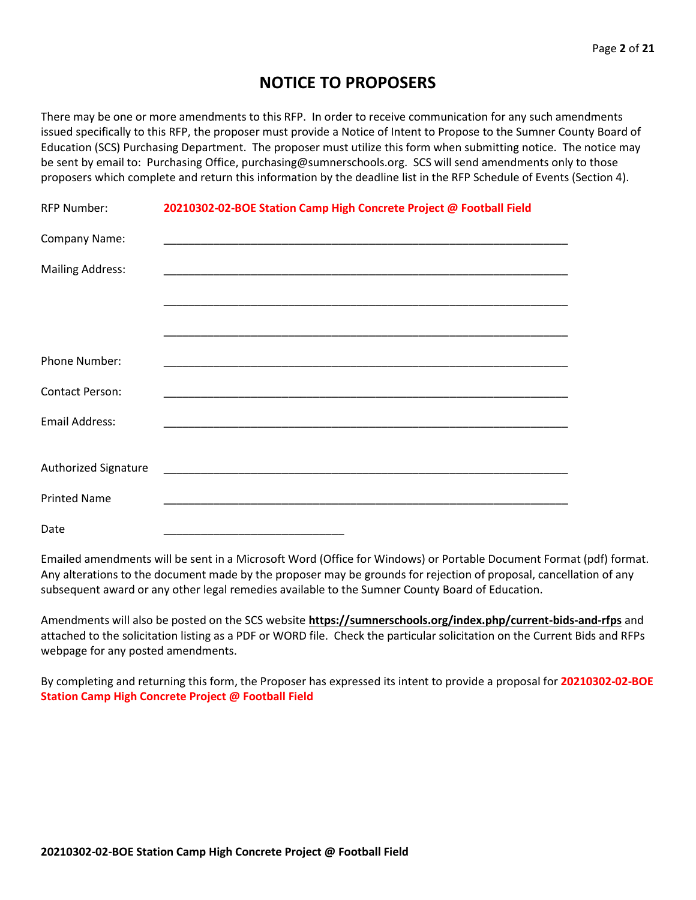# NOTICE TO PROPOSERS

There may be one or more amendments to this RFP. In order to receive communication for any such amendments issued specifically to this RFP, the proposer must provide a Notice of Intent to Propose to the Sumner County Board of Education (SCS) Purchasing Department. The proposer must utilize this form when submitting notice. The notice may be sent by email to: Purchasing Office, purchasing@sumnerschools.org. SCS will send amendments only to those proposers which complete and return this information by the deadline list in the RFP Schedule of Events (Section 4).

| | |
|---|---|
| RFP Number: | **20210302-02-BOE Station Camp High Concrete Project @ Football Field** |
| Company Name: | ___________________________________________ |
| Mailing Address: | ___________________________________________ |
| | ___________________________________________ |
| | ___________________________________________ |
| Phone Number: | ___________________________________________ |
| Contact Person: | ___________________________________________ |
| Email Address: | ___________________________________________ |
| Authorized Signature | ___________________________________________ |
| Printed Name | ___________________________________________ |
| Date | ___________________________ |

Emailed amendments will be sent in a Microsoft Word (Office for Windows) or Portable Document Format (pdf) format. Any alterations to the document made by the proposer may be grounds for rejection of proposal, cancellation of any subsequent award or any other legal remedies available to the Sumner County Board of Education.

Amendments will also be posted on the SCS website **https://sumnerschools.org/index.php/current-bids-and-rfps** and attached to the solicitation listing as a PDF or WORD file. Check the particular solicitation on the Current Bids and RFPs webpage for any posted amendments.

By completing and returning this form, the Proposer has expressed its intent to provide a proposal for **20210302-02-BOE Station Camp High Concrete Project @ Football Field**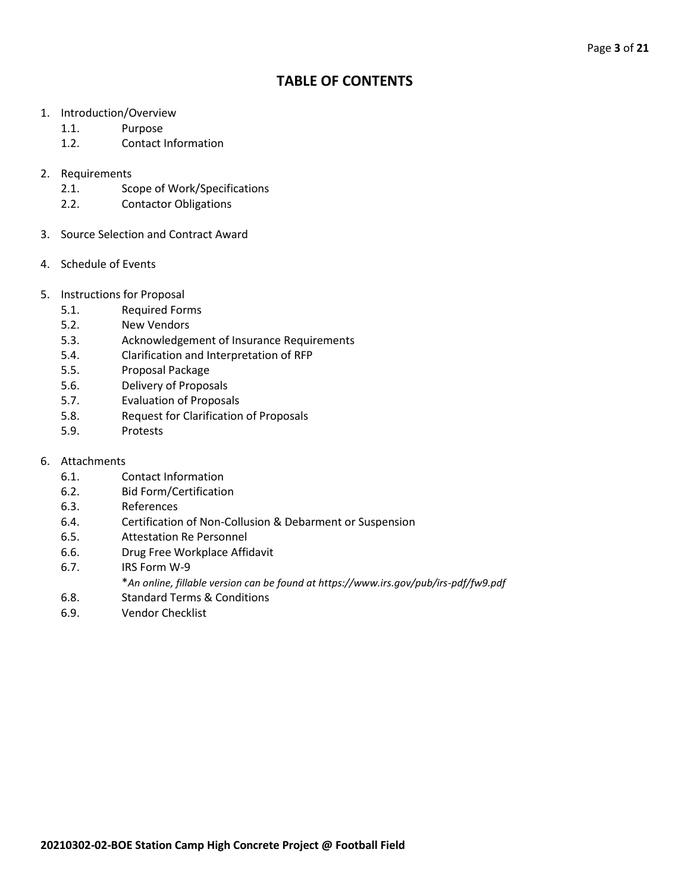# TABLE OF CONTENTS

1. Introduction/Overview
   - 1.1. Purpose
   - 1.2. Contact Information

2. Requirements
   - 2.1. Scope of Work/Specifications
   - 2.2. Contactor Obligations

3. Source Selection and Contract Award

4. Schedule of Events

5. Instructions for Proposal
   - 5.1. Required Forms
   - 5.2. New Vendors
   - 5.3. Acknowledgement of Insurance Requirements
   - 5.4. Clarification and Interpretation of RFP
   - 5.5. Proposal Package
   - 5.6. Delivery of Proposals
   - 5.7. Evaluation of Proposals
   - 5.8. Request for Clarification of Proposals
   - 5.9. Protests

6. Attachments
   - 6.1. Contact Information
   - 6.2. Bid Form/Certification
   - 6.3. References
   - 6.4. Certification of Non-Collusion & Debarment or Suspension
   - 6.5. Attestation Re Personnel
   - 6.6. Drug Free Workplace Affidavit
   - 6.7. IRS Form W-9
     *\*An online, fillable version can be found at https://www.irs.gov/pub/irs-pdf/fw9.pdf*
   - 6.8. Standard Terms & Conditions
   - 6.9. Vendor Checklist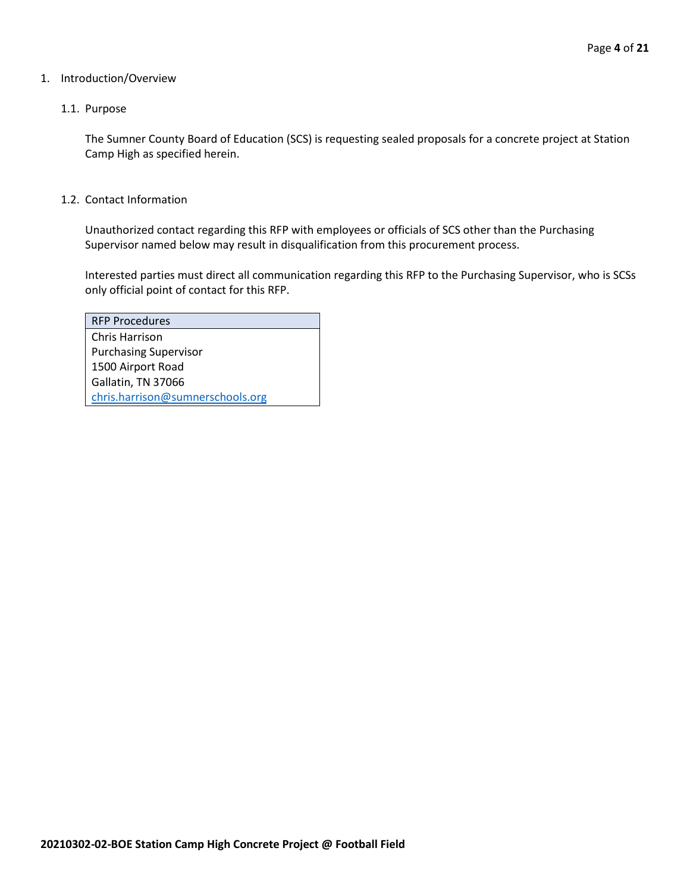# 1. Introduction/Overview

## 1.1. Purpose

The Sumner County Board of Education (SCS) is requesting sealed proposals for a concrete project at Station Camp High as specified herein.

## 1.2. Contact Information

Unauthorized contact regarding this RFP with employees or officials of SCS other than the Purchasing Supervisor named below may result in disqualification from this procurement process.

Interested parties must direct all communication regarding this RFP to the Purchasing Supervisor, who is SCSs only official point of contact for this RFP.

| RFP Procedures |
| --- |
| Chris Harrison<br>Purchasing Supervisor<br>1500 Airport Road<br>Gallatin, TN 37066<br>chris.harrison@sumnerschools.org |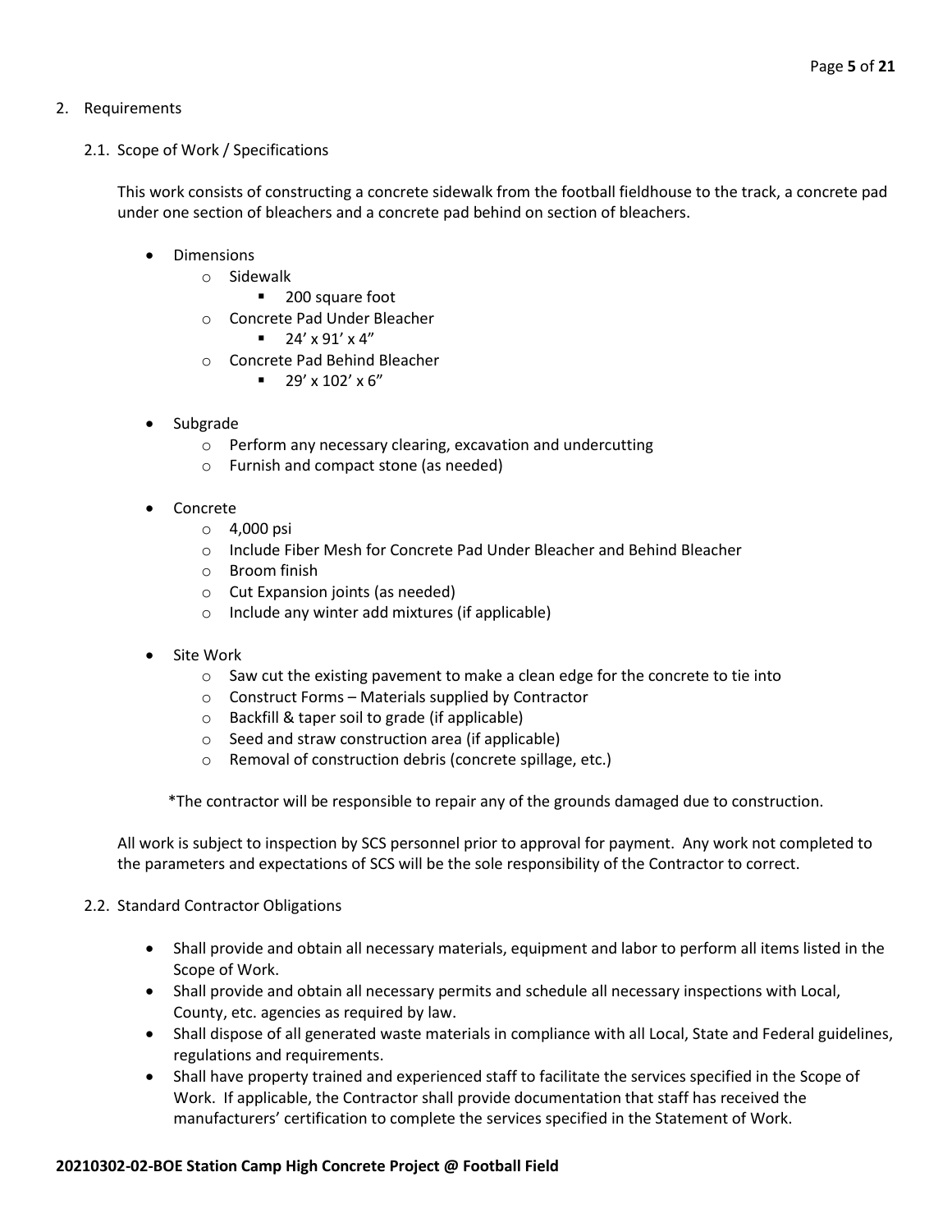## 2. Requirements

### 2.1. Scope of Work / Specifications

This work consists of constructing a concrete sidewalk from the football fieldhouse to the track, a concrete pad under one section of bleachers and a concrete pad behind on section of bleachers.

- Dimensions
  - Sidewalk
    - 200 square foot
  - Concrete Pad Under Bleacher
    - 24' x 91' x 4"
  - Concrete Pad Behind Bleacher
    - 29' x 102' x 6"

- Subgrade
  - Perform any necessary clearing, excavation and undercutting
  - Furnish and compact stone (as needed)

- Concrete
  - 4,000 psi
  - Include Fiber Mesh for Concrete Pad Under Bleacher and Behind Bleacher
  - Broom finish
  - Cut Expansion joints (as needed)
  - Include any winter add mixtures (if applicable)

- Site Work
  - Saw cut the existing pavement to make a clean edge for the concrete to tie into
  - Construct Forms – Materials supplied by Contractor
  - Backfill & taper soil to grade (if applicable)
  - Seed and straw construction area (if applicable)
  - Removal of construction debris (concrete spillage, etc.)

*The contractor will be responsible to repair any of the grounds damaged due to construction.

All work is subject to inspection by SCS personnel prior to approval for payment. Any work not completed to the parameters and expectations of SCS will be the sole responsibility of the Contractor to correct.

### 2.2. Standard Contractor Obligations

- Shall provide and obtain all necessary materials, equipment and labor to perform all items listed in the Scope of Work.
- Shall provide and obtain all necessary permits and schedule all necessary inspections with Local, County, etc. agencies as required by law.
- Shall dispose of all generated waste materials in compliance with all Local, State and Federal guidelines, regulations and requirements.
- Shall have property trained and experienced staff to facilitate the services specified in the Scope of Work. If applicable, the Contractor shall provide documentation that staff has received the manufacturers' certification to complete the services specified in the Statement of Work.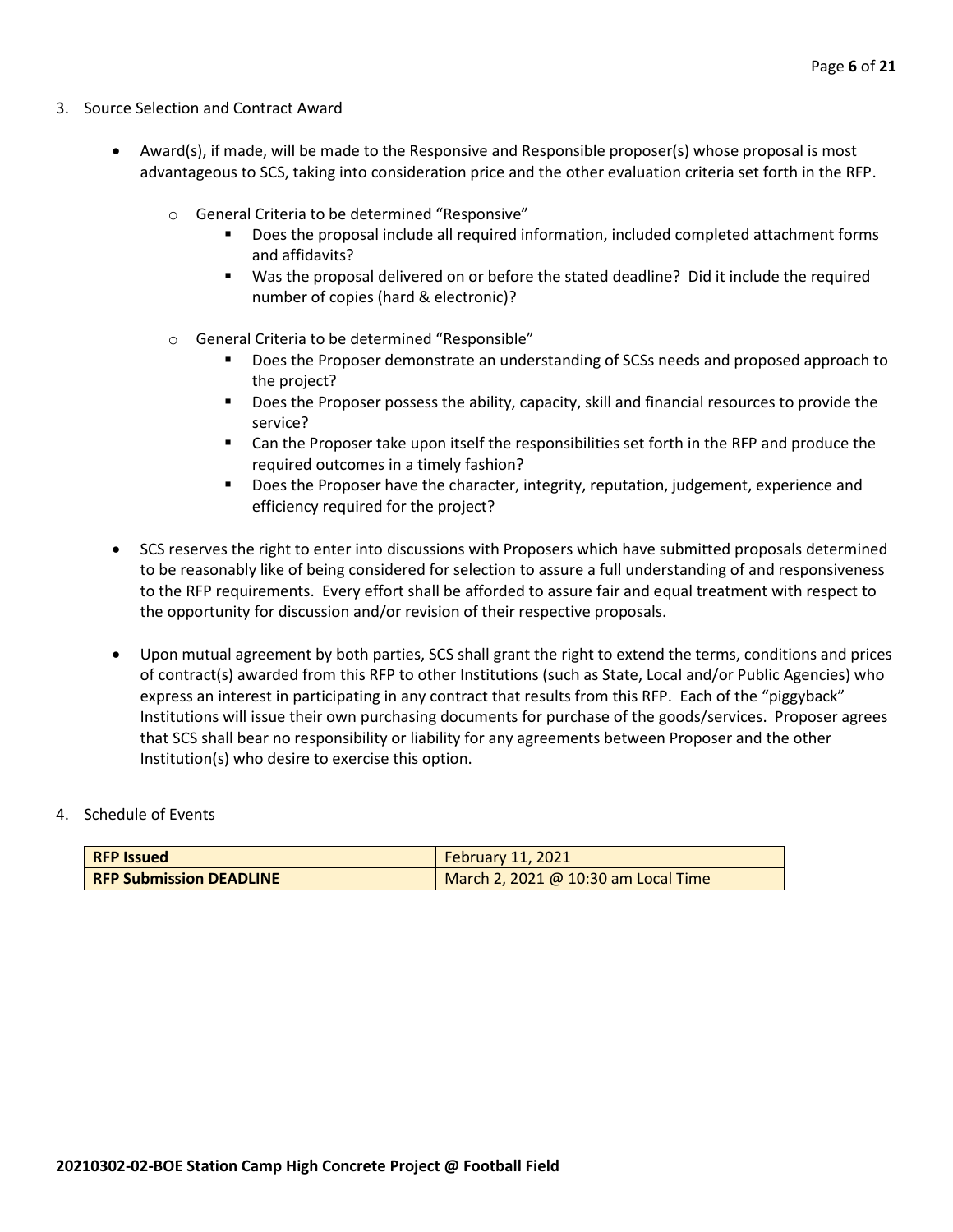3. Source Selection and Contract Award

   - Award(s), if made, will be made to the Responsive and Responsible proposer(s) whose proposal is most advantageous to SCS, taking into consideration price and the other evaluation criteria set forth in the RFP.
     - General Criteria to be determined "Responsive"
       - Does the proposal include all required information, included completed attachment forms and affidavits?
       - Was the proposal delivered on or before the stated deadline? Did it include the required number of copies (hard & electronic)?
     - General Criteria to be determined "Responsible"
       - Does the Proposer demonstrate an understanding of SCSs needs and proposed approach to the project?
       - Does the Proposer possess the ability, capacity, skill and financial resources to provide the service?
       - Can the Proposer take upon itself the responsibilities set forth in the RFP and produce the required outcomes in a timely fashion?
       - Does the Proposer have the character, integrity, reputation, judgement, experience and efficiency required for the project?
   - SCS reserves the right to enter into discussions with Proposers which have submitted proposals determined to be reasonably like of being considered for selection to assure a full understanding of and responsiveness to the RFP requirements. Every effort shall be afforded to assure fair and equal treatment with respect to the opportunity for discussion and/or revision of their respective proposals.
   - Upon mutual agreement by both parties, SCS shall grant the right to extend the terms, conditions and prices of contract(s) awarded from this RFP to other Institutions (such as State, Local and/or Public Agencies) who express an interest in participating in any contract that results from this RFP. Each of the "piggyback" Institutions will issue their own purchasing documents for purchase of the goods/services. Proposer agrees that SCS shall bear no responsibility or liability for any agreements between Proposer and the other Institution(s) who desire to exercise this option.

4. Schedule of Events

| **RFP Issued** | February 11, 2021 |
|---|---|
| **RFP Submission DEADLINE** | March 2, 2021 @ 10:30 am Local Time |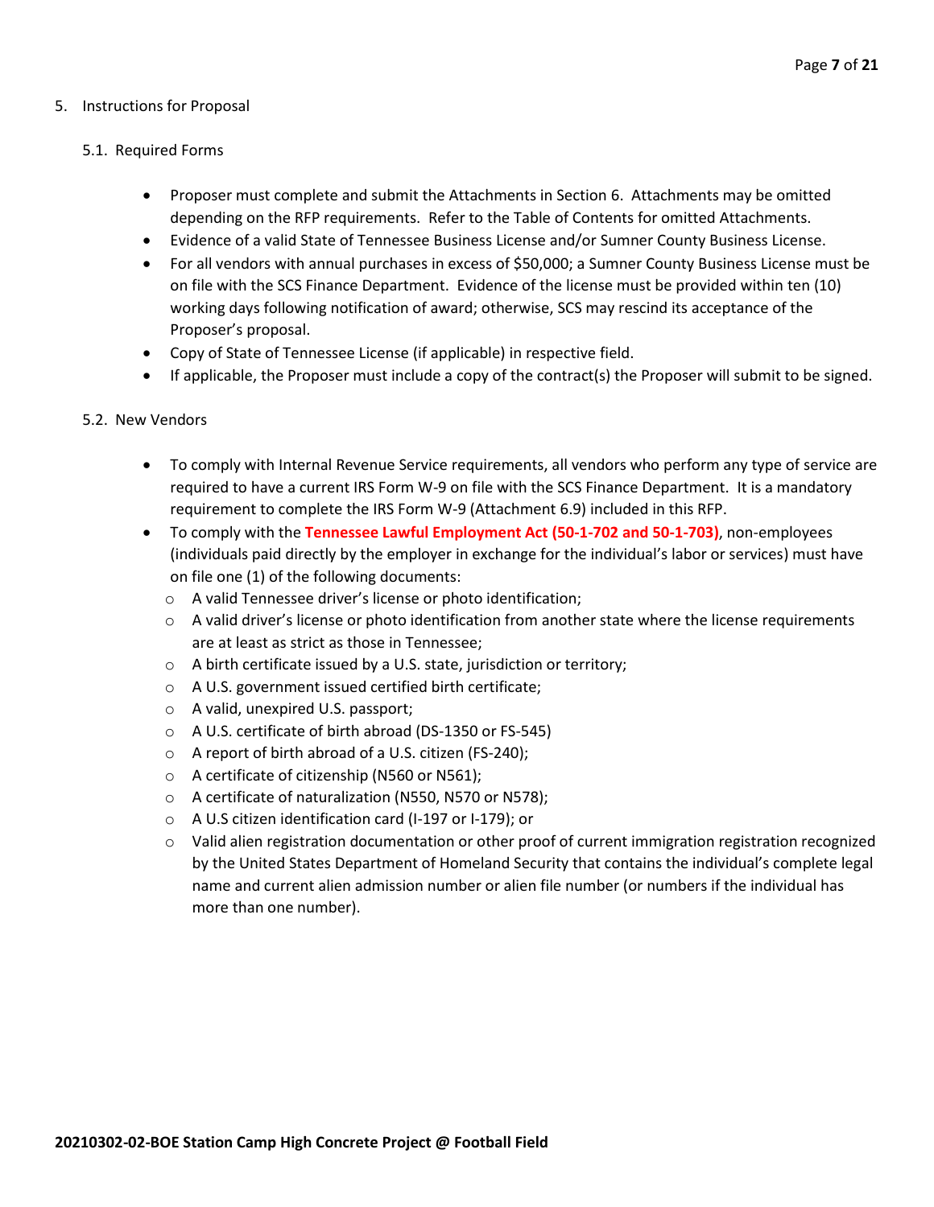5. Instructions for Proposal

   5.1. Required Forms

   - Proposer must complete and submit the Attachments in Section 6. Attachments may be omitted depending on the RFP requirements. Refer to the Table of Contents for omitted Attachments.
   - Evidence of a valid State of Tennessee Business License and/or Sumner County Business License.
   - For all vendors with annual purchases in excess of $50,000; a Sumner County Business License must be on file with the SCS Finance Department. Evidence of the license must be provided within ten (10) working days following notification of award; otherwise, SCS may rescind its acceptance of the Proposer's proposal.
   - Copy of State of Tennessee License (if applicable) in respective field.
   - If applicable, the Proposer must include a copy of the contract(s) the Proposer will submit to be signed.

   5.2. New Vendors

   - To comply with Internal Revenue Service requirements, all vendors who perform any type of service are required to have a current IRS Form W-9 on file with the SCS Finance Department. It is a mandatory requirement to complete the IRS Form W-9 (Attachment 6.9) included in this RFP.
   - To comply with the **Tennessee Lawful Employment Act (50-1-702 and 50-1-703)**, non-employees (individuals paid directly by the employer in exchange for the individual's labor or services) must have on file one (1) of the following documents:
     - A valid Tennessee driver's license or photo identification;
     - A valid driver's license or photo identification from another state where the license requirements are at least as strict as those in Tennessee;
     - A birth certificate issued by a U.S. state, jurisdiction or territory;
     - A U.S. government issued certified birth certificate;
     - A valid, unexpired U.S. passport;
     - A U.S. certificate of birth abroad (DS-1350 or FS-545)
     - A report of birth abroad of a U.S. citizen (FS-240);
     - A certificate of citizenship (N560 or N561);
     - A certificate of naturalization (N550, N570 or N578);
     - A U.S citizen identification card (I-197 or I-179); or
     - Valid alien registration documentation or other proof of current immigration registration recognized by the United States Department of Homeland Security that contains the individual's complete legal name and current alien admission number or alien file number (or numbers if the individual has more than one number).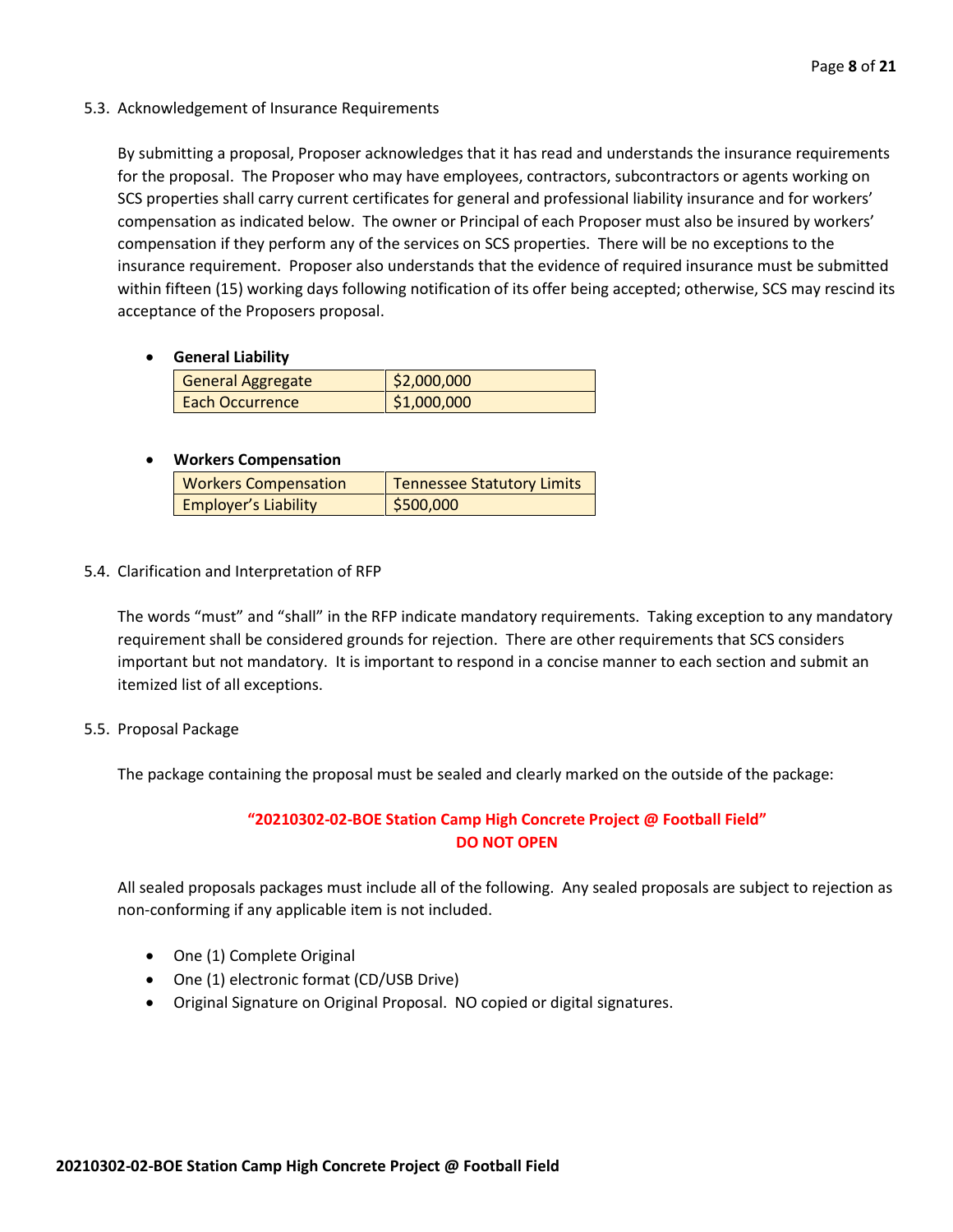### 5.3. Acknowledgement of Insurance Requirements

By submitting a proposal, Proposer acknowledges that it has read and understands the insurance requirements for the proposal. The Proposer who may have employees, contractors, subcontractors or agents working on SCS properties shall carry current certificates for general and professional liability insurance and for workers' compensation as indicated below. The owner or Principal of each Proposer must also be insured by workers' compensation if they perform any of the services on SCS properties. There will be no exceptions to the insurance requirement. Proposer also understands that the evidence of required insurance must be submitted within fifteen (15) working days following notification of its offer being accepted; otherwise, SCS may rescind its acceptance of the Proposers proposal.

- **General Liability**

| | |
|---|---|
| General Aggregate | $2,000,000 |
| Each Occurrence | $1,000,000 |

- **Workers Compensation**

| | |
|---|---|
| Workers Compensation | Tennessee Statutory Limits |
| Employer's Liability | $500,000 |

### 5.4. Clarification and Interpretation of RFP

The words "must" and "shall" in the RFP indicate mandatory requirements. Taking exception to any mandatory requirement shall be considered grounds for rejection. There are other requirements that SCS considers important but not mandatory. It is important to respond in a concise manner to each section and submit an itemized list of all exceptions.

### 5.5. Proposal Package

The package containing the proposal must be sealed and clearly marked on the outside of the package:

**"20210302-02-BOE Station Camp High Concrete Project @ Football Field"**
**DO NOT OPEN**

All sealed proposals packages must include all of the following. Any sealed proposals are subject to rejection as non-conforming if any applicable item is not included.

- One (1) Complete Original
- One (1) electronic format (CD/USB Drive)
- Original Signature on Original Proposal. NO copied or digital signatures.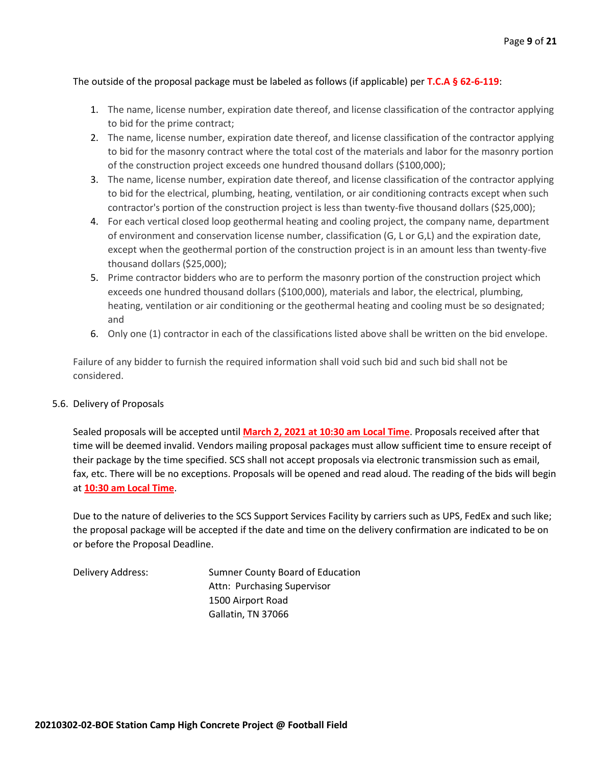The outside of the proposal package must be labeled as follows (if applicable) per **T.C.A § 62-6-119**:

1. The name, license number, expiration date thereof, and license classification of the contractor applying to bid for the prime contract;
2. The name, license number, expiration date thereof, and license classification of the contractor applying to bid for the masonry contract where the total cost of the materials and labor for the masonry portion of the construction project exceeds one hundred thousand dollars ($100,000);
3. The name, license number, expiration date thereof, and license classification of the contractor applying to bid for the electrical, plumbing, heating, ventilation, or air conditioning contracts except when such contractor's portion of the construction project is less than twenty-five thousand dollars ($25,000);
4. For each vertical closed loop geothermal heating and cooling project, the company name, department of environment and conservation license number, classification (G, L or G,L) and the expiration date, except when the geothermal portion of the construction project is in an amount less than twenty-five thousand dollars ($25,000);
5. Prime contractor bidders who are to perform the masonry portion of the construction project which exceeds one hundred thousand dollars ($100,000), materials and labor, the electrical, plumbing, heating, ventilation or air conditioning or the geothermal heating and cooling must be so designated; and
6. Only one (1) contractor in each of the classifications listed above shall be written on the bid envelope.

Failure of any bidder to furnish the required information shall void such bid and such bid shall not be considered.

5.6. Delivery of Proposals

Sealed proposals will be accepted until **March 2, 2021 at 10:30 am Local Time**. Proposals received after that time will be deemed invalid. Vendors mailing proposal packages must allow sufficient time to ensure receipt of their package by the time specified. SCS shall not accept proposals via electronic transmission such as email, fax, etc. There will be no exceptions. Proposals will be opened and read aloud. The reading of the bids will begin at **10:30 am Local Time**.

Due to the nature of deliveries to the SCS Support Services Facility by carriers such as UPS, FedEx and such like; the proposal package will be accepted if the date and time on the delivery confirmation are indicated to be on or before the Proposal Deadline.

Delivery Address:

Sumner County Board of Education
Attn: Purchasing Supervisor
1500 Airport Road
Gallatin, TN 37066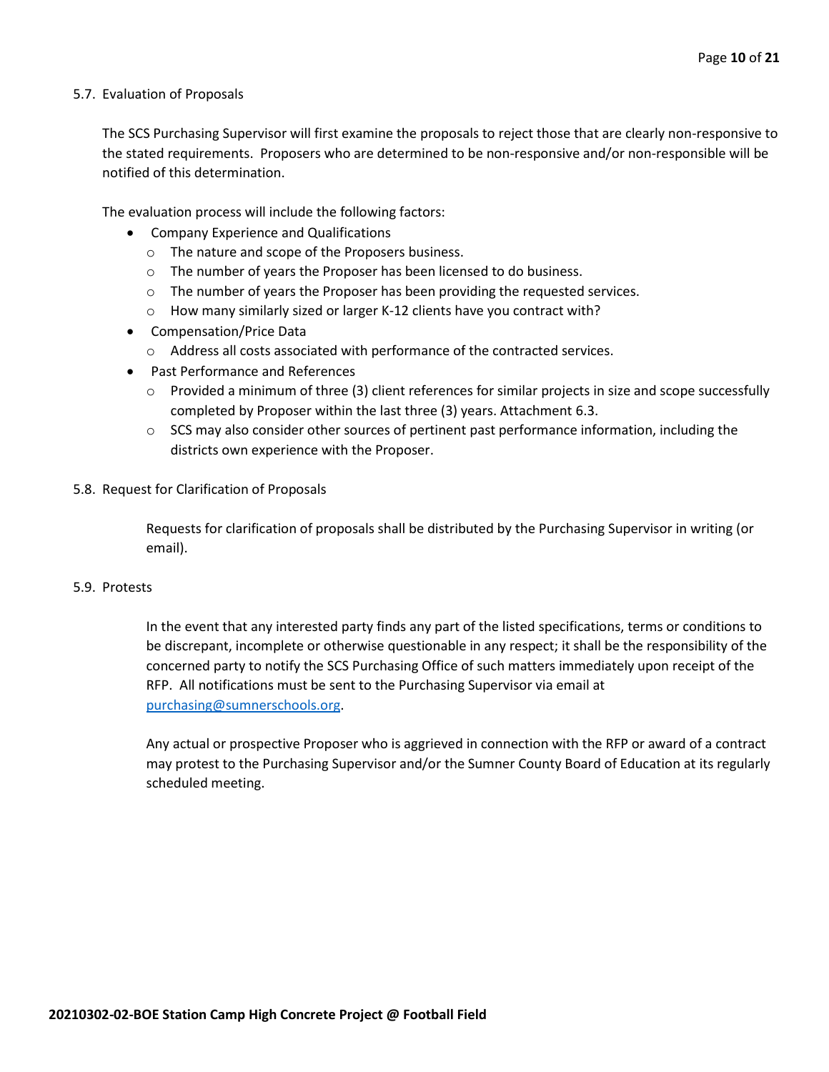5.7. Evaluation of Proposals

The SCS Purchasing Supervisor will first examine the proposals to reject those that are clearly non-responsive to the stated requirements. Proposers who are determined to be non-responsive and/or non-responsible will be notified of this determination.

The evaluation process will include the following factors:

- Company Experience and Qualifications
  - The nature and scope of the Proposers business.
  - The number of years the Proposer has been licensed to do business.
  - The number of years the Proposer has been providing the requested services.
  - How many similarly sized or larger K-12 clients have you contract with?
- Compensation/Price Data
  - Address all costs associated with performance of the contracted services.
- Past Performance and References
  - Provided a minimum of three (3) client references for similar projects in size and scope successfully completed by Proposer within the last three (3) years. Attachment 6.3.
  - SCS may also consider other sources of pertinent past performance information, including the districts own experience with the Proposer.

5.8. Request for Clarification of Proposals

Requests for clarification of proposals shall be distributed by the Purchasing Supervisor in writing (or email).

5.9. Protests

In the event that any interested party finds any part of the listed specifications, terms or conditions to be discrepant, incomplete or otherwise questionable in any respect; it shall be the responsibility of the concerned party to notify the SCS Purchasing Office of such matters immediately upon receipt of the RFP. All notifications must be sent to the Purchasing Supervisor via email at purchasing@sumnerschools.org.

Any actual or prospective Proposer who is aggrieved in connection with the RFP or award of a contract may protest to the Purchasing Supervisor and/or the Sumner County Board of Education at its regularly scheduled meeting.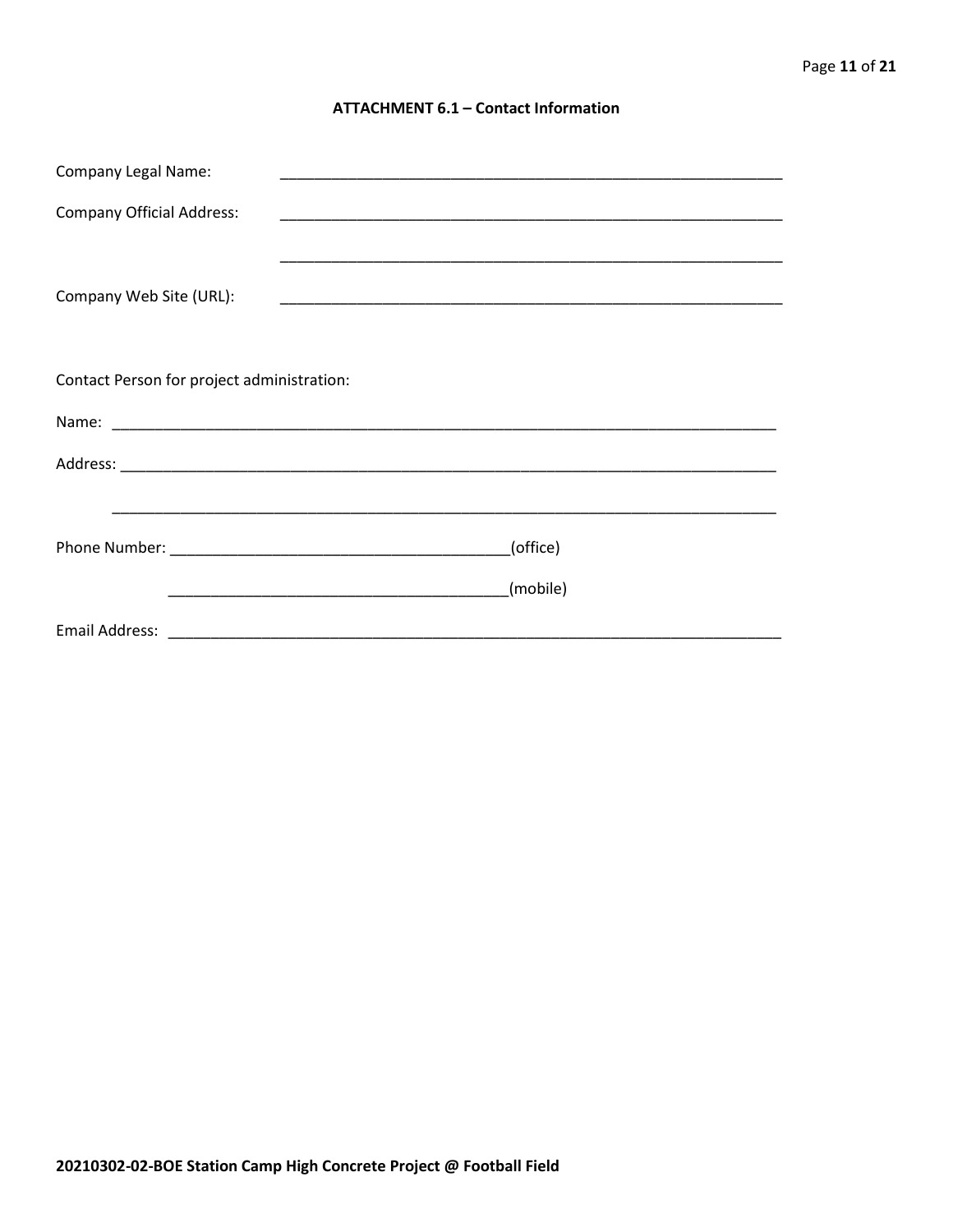## ATTACHMENT 6.1 – Contact Information

Company Legal Name: ____________________________________________________________

Company Official Address: ____________________________________________________________

____________________________________________________________

Company Web Site (URL): ____________________________________________________________

Contact Person for project administration:

Name: ________________________________________________________________________________

Address: ______________________________________________________________________________

______________________________________________________________________________

Phone Number: ________________________________________(office)

________________________________________(mobile)

Email Address: ___________________________________________________________________________

**20210302-02-BOE Station Camp High Concrete Project @ Football Field**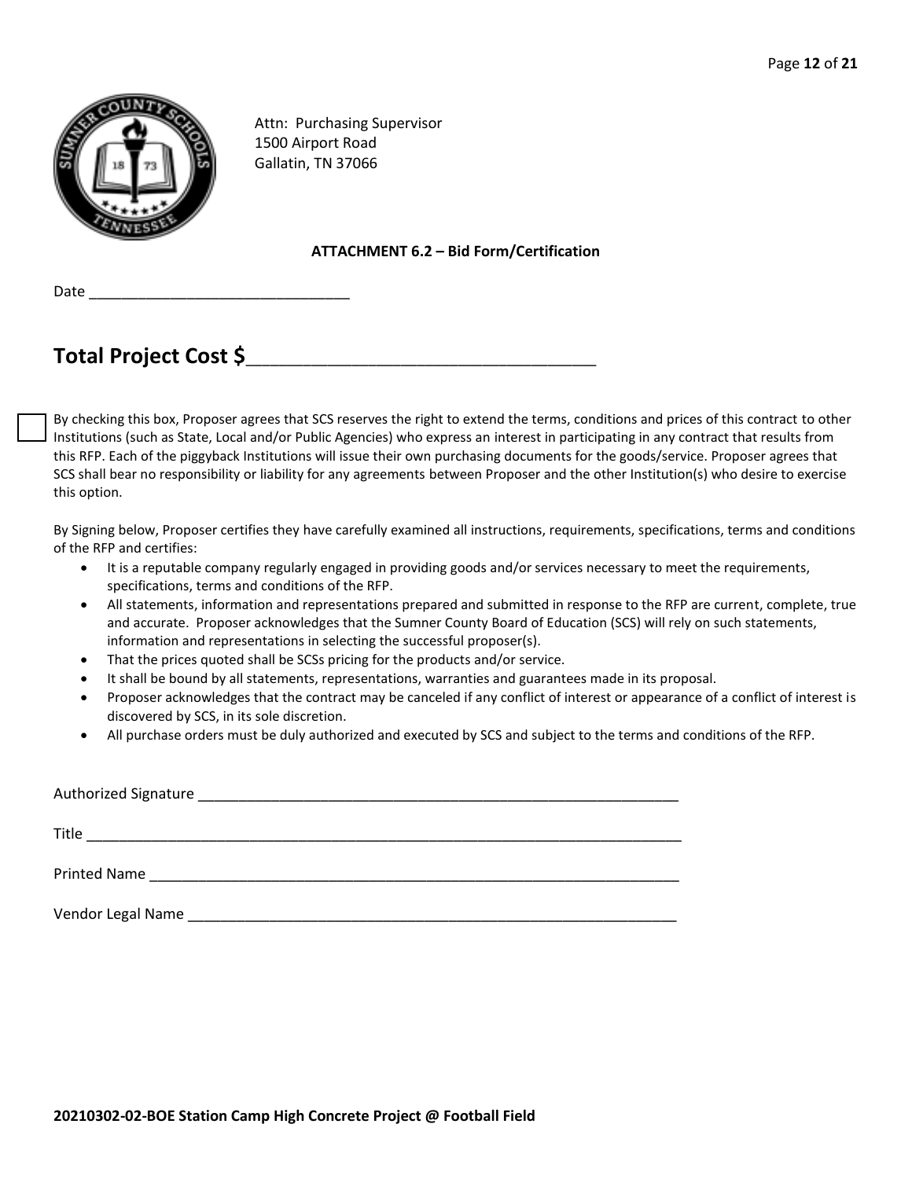Attn: Purchasing Supervisor
1500 Airport Road
Gallatin, TN 37066

**ATTACHMENT 6.2 – Bid Form/Certification**

Date ________________________________

## Total Project Cost $___________________________________

☐ By checking this box, Proposer agrees that SCS reserves the right to extend the terms, conditions and prices of this contract to other Institutions (such as State, Local and/or Public Agencies) who express an interest in participating in any contract that results from this RFP. Each of the piggyback Institutions will issue their own purchasing documents for the goods/service. Proposer agrees that SCS shall bear no responsibility or liability for any agreements between Proposer and the other Institution(s) who desire to exercise this option.

By Signing below, Proposer certifies they have carefully examined all instructions, requirements, specifications, terms and conditions of the RFP and certifies:

- It is a reputable company regularly engaged in providing goods and/or services necessary to meet the requirements, specifications, terms and conditions of the RFP.
- All statements, information and representations prepared and submitted in response to the RFP are current, complete, true and accurate. Proposer acknowledges that the Sumner County Board of Education (SCS) will rely on such statements, information and representations in selecting the successful proposer(s).
- That the prices quoted shall be SCSs pricing for the products and/or service.
- It shall be bound by all statements, representations, warranties and guarantees made in its proposal.
- Proposer acknowledges that the contract may be canceled if any conflict of interest or appearance of a conflict of interest is discovered by SCS, in its sole discretion.
- All purchase orders must be duly authorized and executed by SCS and subject to the terms and conditions of the RFP.

Authorized Signature ____________________________________________________________

Title ___________________________________________________________________________

Printed Name ___________________________________________________________________

Vendor Legal Name ______________________________________________________________

**20210302-02-BOE Station Camp High Concrete Project @ Football Field**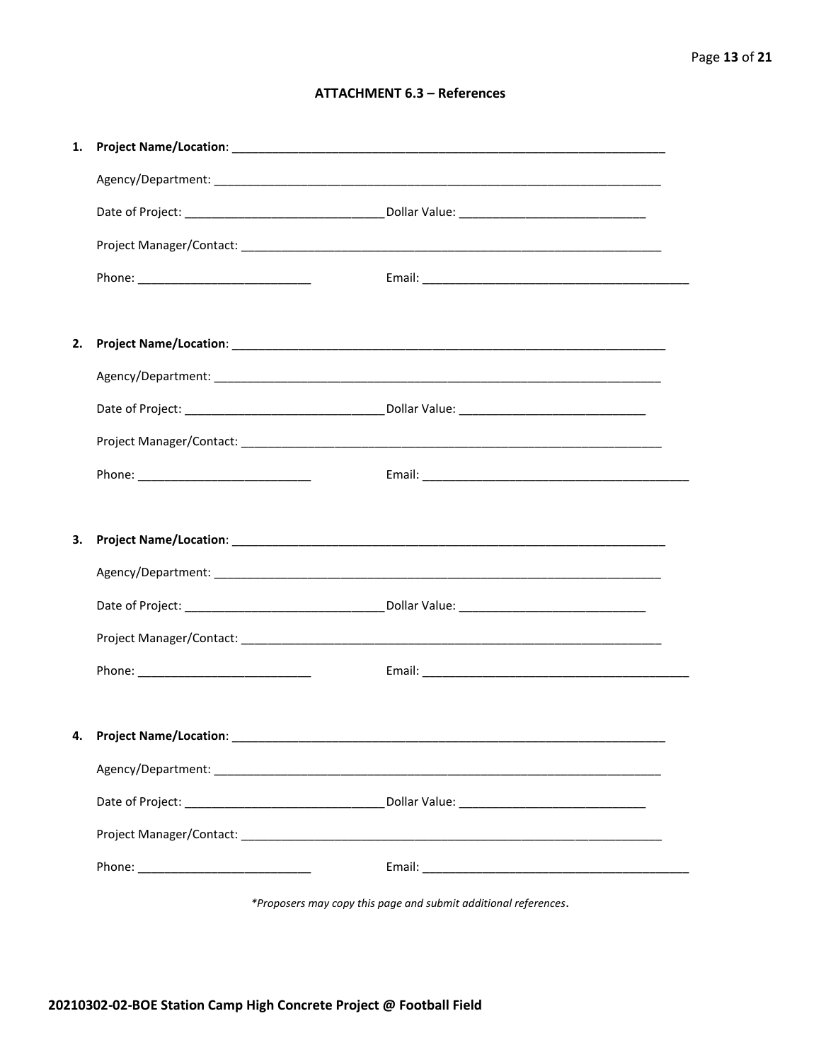## ATTACHMENT 6.3 – References

1. **Project Name/Location**: ____________________________________________

   Agency/Department: ____________________________________________

   Date of Project: ____________________________ Dollar Value: ____________________________

   Project Manager/Contact: ____________________________________________

   Phone: ____________________________ Email: ____________________________________________

2. **Project Name/Location**: ____________________________________________

   Agency/Department: ____________________________________________

   Date of Project: ____________________________ Dollar Value: ____________________________

   Project Manager/Contact: ____________________________________________

   Phone: ____________________________ Email: ____________________________________________

3. **Project Name/Location**: ____________________________________________

   Agency/Department: ____________________________________________

   Date of Project: ____________________________ Dollar Value: ____________________________

   Project Manager/Contact: ____________________________________________

   Phone: ____________________________ Email: ____________________________________________

4. **Project Name/Location**: ____________________________________________

   Agency/Department: ____________________________________________

   Date of Project: ____________________________ Dollar Value: ____________________________

   Project Manager/Contact: ____________________________________________

   Phone: ____________________________ Email: ____________________________________________

*\*Proposers may copy this page and submit additional references*.

**20210302-02-BOE Station Camp High Concrete Project @ Football Field**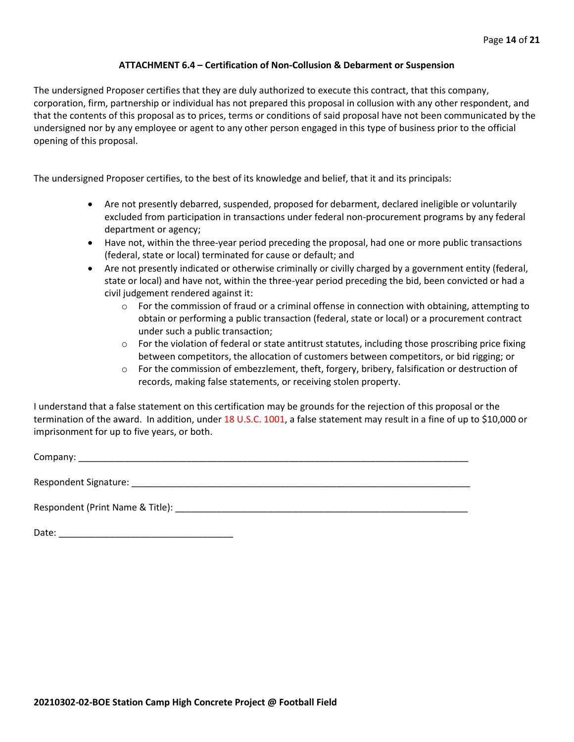## ATTACHMENT 6.4 – Certification of Non-Collusion & Debarment or Suspension

The undersigned Proposer certifies that they are duly authorized to execute this contract, that this company, corporation, firm, partnership or individual has not prepared this proposal in collusion with any other respondent, and that the contents of this proposal as to prices, terms or conditions of said proposal have not been communicated by the undersigned nor by any employee or agent to any other person engaged in this type of business prior to the official opening of this proposal.

The undersigned Proposer certifies, to the best of its knowledge and belief, that it and its principals:

- Are not presently debarred, suspended, proposed for debarment, declared ineligible or voluntarily excluded from participation in transactions under federal non-procurement programs by any federal department or agency;
- Have not, within the three-year period preceding the proposal, had one or more public transactions (federal, state or local) terminated for cause or default; and
- Are not presently indicated or otherwise criminally or civilly charged by a government entity (federal, state or local) and have not, within the three-year period preceding the bid, been convicted or had a civil judgement rendered against it:
  - For the commission of fraud or a criminal offense in connection with obtaining, attempting to obtain or performing a public transaction (federal, state or local) or a procurement contract under such a public transaction;
  - For the violation of federal or state antitrust statutes, including those proscribing price fixing between competitors, the allocation of customers between competitors, or bid rigging; or
  - For the commission of embezzlement, theft, forgery, bribery, falsification or destruction of records, making false statements, or receiving stolen property.

I understand that a false statement on this certification may be grounds for the rejection of this proposal or the termination of the award. In addition, under 18 U.S.C. 1001, a false statement may result in a fine of up to $10,000 or imprisonment for up to five years, or both.

Company: ______________________________________________________________________________

Respondent Signature: ____________________________________________________________________

Respondent (Print Name & Title): ___________________________________________________________

Date: __________________________________

**20210302-02-BOE Station Camp High Concrete Project @ Football Field**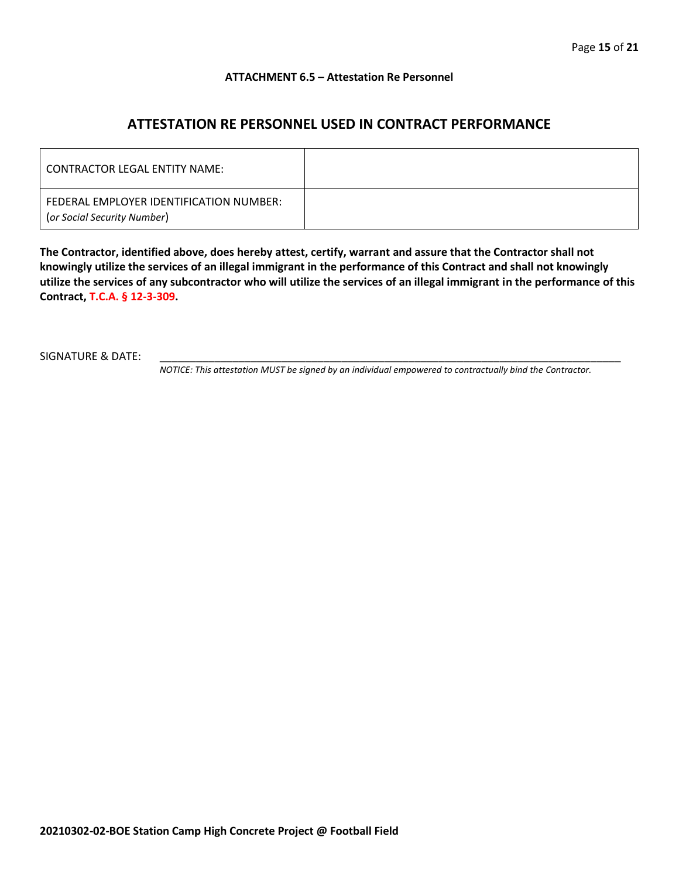**ATTACHMENT 6.5 – Attestation Re Personnel**

## ATTESTATION RE PERSONNEL USED IN CONTRACT PERFORMANCE

| CONTRACTOR LEGAL ENTITY NAME: | |
|---|---|
| FEDERAL EMPLOYER IDENTIFICATION NUMBER: (*or Social Security Number*) | |

**The Contractor, identified above, does hereby attest, certify, warrant and assure that the Contractor shall not knowingly utilize the services of an illegal immigrant in the performance of this Contract and shall not knowingly utilize the services of any subcontractor who will utilize the services of an illegal immigrant in the performance of this Contract, T.C.A. § 12-3-309.**

SIGNATURE & DATE: ______________________________________________________________

*NOTICE: This attestation MUST be signed by an individual empowered to contractually bind the Contractor.*

**20210302-02-BOE Station Camp High Concrete Project @ Football Field**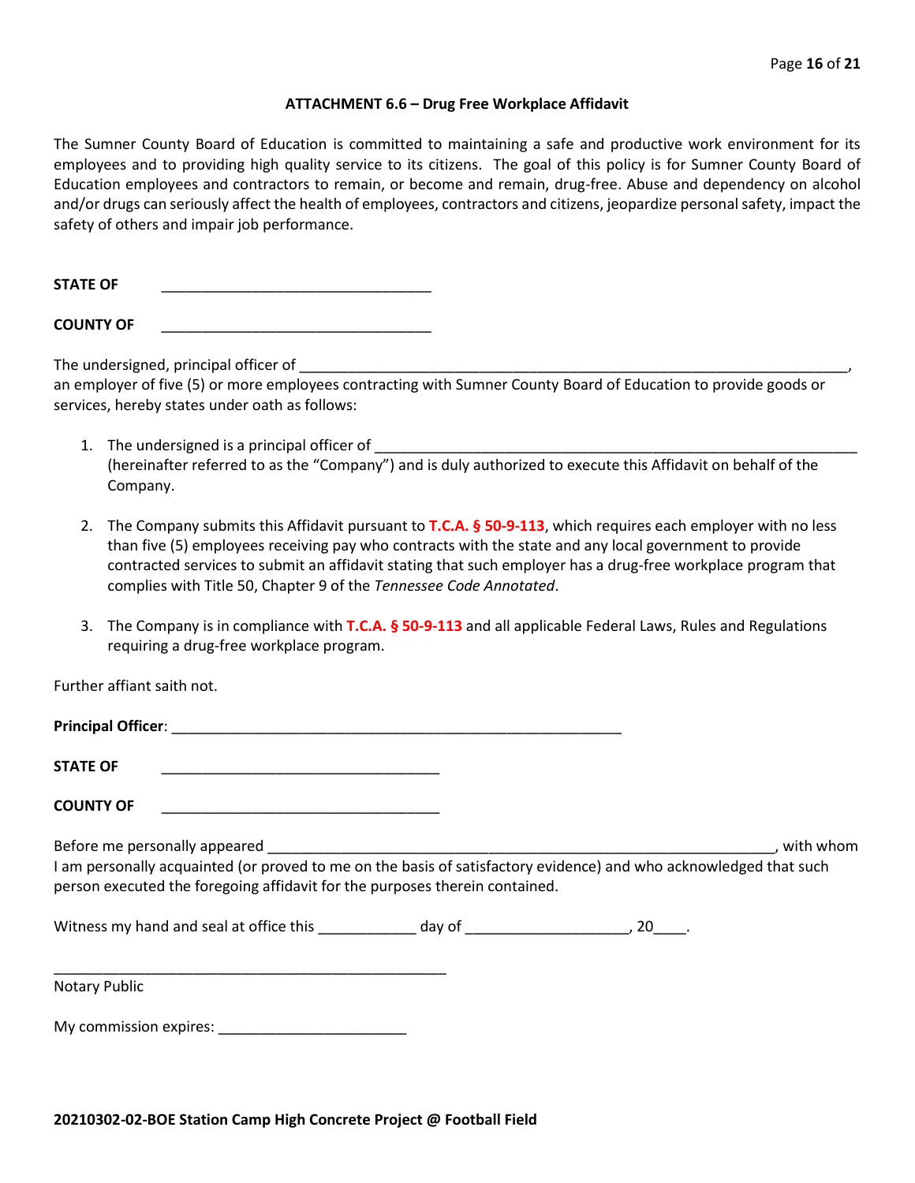### ATTACHMENT 6.6 – Drug Free Workplace Affidavit

The Sumner County Board of Education is committed to maintaining a safe and productive work environment for its employees and to providing high quality service to its citizens. The goal of this policy is for Sumner County Board of Education employees and contractors to remain, or become and remain, drug-free. Abuse and dependency on alcohol and/or drugs can seriously affect the health of employees, contractors and citizens, jeopardize personal safety, impact the safety of others and impair job performance.

**STATE OF** ________________________________

**COUNTY OF** ________________________________

The undersigned, principal officer of ____________________________________________________________________, an employer of five (5) or more employees contracting with Sumner County Board of Education to provide goods or services, hereby states under oath as follows:

1. The undersigned is a principal officer of ___________________________________________________________ (hereinafter referred to as the "Company") and is duly authorized to execute this Affidavit on behalf of the Company.

2. The Company submits this Affidavit pursuant to **T.C.A. § 50-9-113**, which requires each employer with no less than five (5) employees receiving pay who contracts with the state and any local government to provide contracted services to submit an affidavit stating that such employer has a drug-free workplace program that complies with Title 50, Chapter 9 of the *Tennessee Code Annotated*.

3. The Company is in compliance with **T.C.A. § 50-9-113** and all applicable Federal Laws, Rules and Regulations requiring a drug-free workplace program.

Further affiant saith not.

**Principal Officer**: ______________________________________________________

**STATE OF** _________________________________

**COUNTY OF** _________________________________

Before me personally appeared _____________________________________________________________, with whom I am personally acquainted (or proved to me on the basis of satisfactory evidence) and who acknowledged that such person executed the foregoing affidavit for the purposes therein contained.

Witness my hand and seal at office this ___________ day of ___________________, 20____.

______________________________________________

Notary Public

My commission expires: ______________________

**20210302-02-BOE Station Camp High Concrete Project @ Football Field**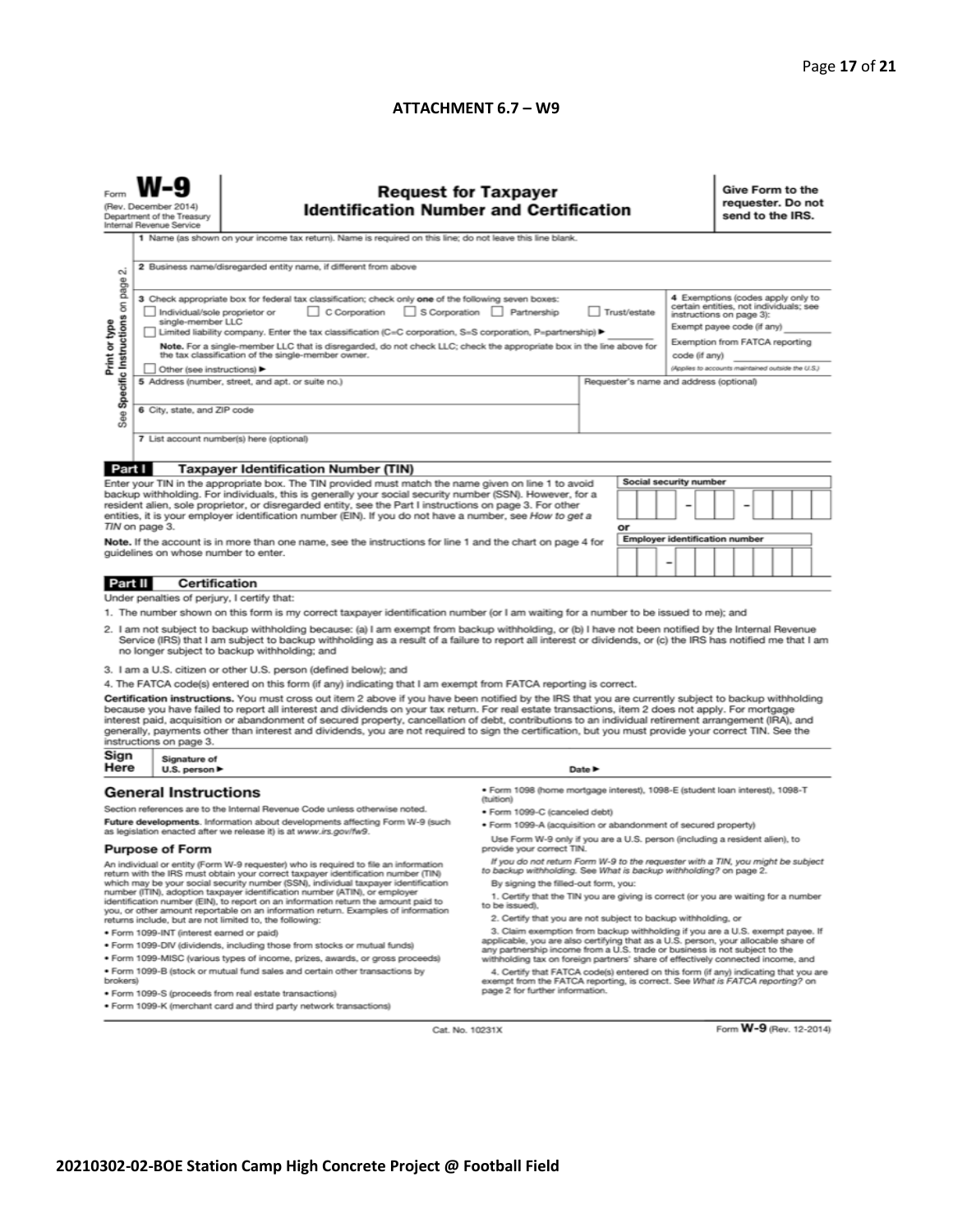## ATTACHMENT 6.7 – W9

Form **W-9**
(Rev. December 2014)
Department of the Treasury
Internal Revenue Service

# Request for Taxpayer Identification Number and Certification

**Give Form to the requester. Do not send to the IRS.**

Print or type — See Specific Instructions on page 2.

1 Name (as shown on your income tax return). Name is required on this line; do not leave this line blank.

2 Business name/disregarded entity name, if different from above

3 Check appropriate box for federal tax classification; check only **one** of the following seven boxes:

- ☐ Individual/sole proprietor or single-member LLC
- ☐ C Corporation
- ☐ S Corporation
- ☐ Partnership
- ☐ Trust/estate
- ☐ Limited liability company. Enter the tax classification (C=C corporation, S=S corporation, P=partnership) ► ________

**Note.** For a single-member LLC that is disregarded, do not check LLC; check the appropriate box in the line above for the tax classification of the single-member owner.

- ☐ Other (see instructions) ►

4 Exemptions (codes apply only to certain entities, not individuals; see instructions on page 3):

Exempt payee code (if any) ________

Exemption from FATCA reporting code (if any) ________

(Applies to accounts maintained outside the U.S.)

5 Address (number, street, and apt. or suite no.)

Requester's name and address (optional)

6 City, state, and ZIP code

7 List account number(s) here (optional)

## Part I — Taxpayer Identification Number (TIN)

Enter your TIN in the appropriate box. The TIN provided must match the name given on line 1 to avoid backup withholding. For individuals, this is generally your social security number (SSN). However, for a resident alien, sole proprietor, or disregarded entity, see the Part I instructions on page 3. For other entities, it is your employer identification number (EIN). If you do not have a number, see *How to get a TIN* on page 3.

**Note.** If the account is in more than one name, see the instructions for line 1 and the chart on page 4 for guidelines on whose number to enter.

Social security number: ☐☐☐ – ☐☐ – ☐☐☐☐

or

Employer identification number: ☐☐ – ☐☐☐☐☐☐☐

## Part II — Certification

Under penalties of perjury, I certify that:

1. The number shown on this form is my correct taxpayer identification number (or I am waiting for a number to be issued to me); and
2. I am not subject to backup withholding because: (a) I am exempt from backup withholding, or (b) I have not been notified by the Internal Revenue Service (IRS) that I am subject to backup withholding as a result of a failure to report all interest or dividends, or (c) the IRS has notified me that I am no longer subject to backup withholding; and
3. I am a U.S. citizen or other U.S. person (defined below); and
4. The FATCA code(s) entered on this form (if any) indicating that I am exempt from FATCA reporting is correct.

**Certification instructions.** You must cross out item 2 above if you have been notified by the IRS that you are currently subject to backup withholding because you have failed to report all interest and dividends on your tax return. For real estate transactions, item 2 does not apply. For mortgage interest paid, acquisition or abandonment of secured property, cancellation of debt, contributions to an individual retirement arrangement (IRA), and generally, payments other than interest and dividends, you are not required to sign the certification, but you must provide your correct TIN. See the instructions on page 3.

**Sign Here** — Signature of U.S. person ► &nbsp;&nbsp;&nbsp;&nbsp; Date ►

## General Instructions

Section references are to the Internal Revenue Code unless otherwise noted.

**Future developments.** Information about developments affecting Form W-9 (such as legislation enacted after we release it) is at www.irs.gov/fw9.

### Purpose of Form

An individual or entity (Form W-9 requester) who is required to file an information return with the IRS must obtain your correct taxpayer identification number (TIN) which may be your social security number (SSN), individual taxpayer identification number (ITIN), adoption taxpayer identification number (ATIN), or employer identification number (EIN), to report on an information return the amount paid to you, or other amount reportable on an information return. Examples of information returns include, but are not limited to, the following:

- Form 1099-INT (interest earned or paid)
- Form 1099-DIV (dividends, including those from stocks or mutual funds)
- Form 1099-MISC (various types of income, prizes, awards, or gross proceeds)
- Form 1099-B (stock or mutual fund sales and certain other transactions by brokers)
- Form 1099-S (proceeds from real estate transactions)
- Form 1099-K (merchant card and third party network transactions)
- Form 1098 (home mortgage interest), 1098-E (student loan interest), 1098-T (tuition)
- Form 1099-C (canceled debt)
- Form 1099-A (acquisition or abandonment of secured property)

Use Form W-9 only if you are a U.S. person (including a resident alien), to provide your correct TIN.

*If you do not return Form W-9 to the requester with a TIN, you might be subject to backup withholding. See What is backup withholding? on page 2.*

By signing the filled-out form, you:

1. Certify that the TIN you are giving is correct (or you are waiting for a number to be issued),
2. Certify that you are not subject to backup withholding, or
3. Claim exemption from backup withholding if you are a U.S. exempt payee. If applicable, you are also certifying that as a U.S. person, your allocable share of any partnership income from a U.S. trade or business is not subject to the withholding tax on foreign partners' share of effectively connected income, and
4. Certify that FATCA code(s) entered on this form (if any) indicating that you are exempt from the FATCA reporting, is correct. See *What is FATCA reporting?* on page 2 for further information.

Cat. No. 10231X &nbsp;&nbsp;&nbsp;&nbsp; Form **W-9** (Rev. 12-2014)

**20210302-02-BOE Station Camp High Concrete Project @ Football Field**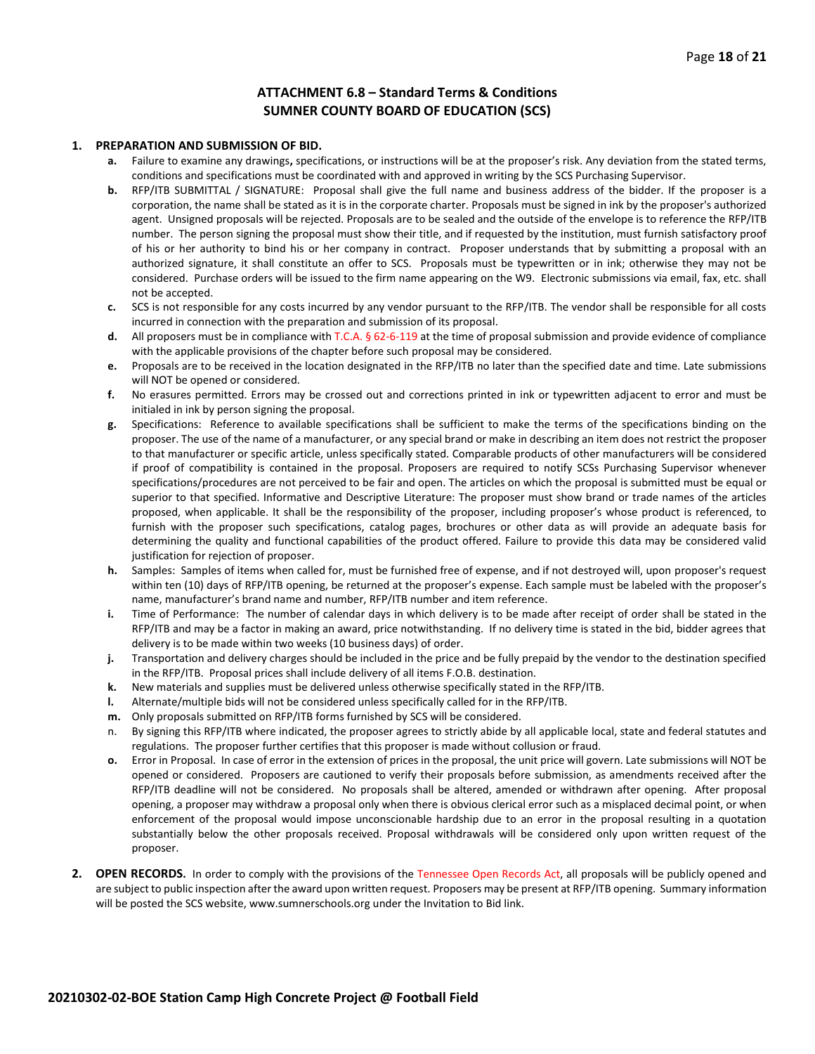# ATTACHMENT 6.8 – Standard Terms & Conditions
# SUMNER COUNTY BOARD OF EDUCATION (SCS)

1. **PREPARATION AND SUBMISSION OF BID.**
   - **a.** Failure to examine any drawings**,** specifications, or instructions will be at the proposer's risk. Any deviation from the stated terms, conditions and specifications must be coordinated with and approved in writing by the SCS Purchasing Supervisor.
   - **b.** RFP/ITB SUBMITTAL / SIGNATURE: Proposal shall give the full name and business address of the bidder. If the proposer is a corporation, the name shall be stated as it is in the corporate charter. Proposals must be signed in ink by the proposer's authorized agent. Unsigned proposals will be rejected. Proposals are to be sealed and the outside of the envelope is to reference the RFP/ITB number. The person signing the proposal must show their title, and if requested by the institution, must furnish satisfactory proof of his or her authority to bind his or her company in contract. Proposer understands that by submitting a proposal with an authorized signature, it shall constitute an offer to SCS. Proposals must be typewritten or in ink; otherwise they may not be considered. Purchase orders will be issued to the firm name appearing on the W9. Electronic submissions via email, fax, etc. shall not be accepted.
   - **c.** SCS is not responsible for any costs incurred by any vendor pursuant to the RFP/ITB. The vendor shall be responsible for all costs incurred in connection with the preparation and submission of its proposal.
   - **d.** All proposers must be in compliance with T.C.A. § 62-6-119 at the time of proposal submission and provide evidence of compliance with the applicable provisions of the chapter before such proposal may be considered.
   - **e.** Proposals are to be received in the location designated in the RFP/ITB no later than the specified date and time. Late submissions will NOT be opened or considered.
   - **f.** No erasures permitted. Errors may be crossed out and corrections printed in ink or typewritten adjacent to error and must be initialed in ink by person signing the proposal.
   - **g.** Specifications: Reference to available specifications shall be sufficient to make the terms of the specifications binding on the proposer. The use of the name of a manufacturer, or any special brand or make in describing an item does not restrict the proposer to that manufacturer or specific article, unless specifically stated. Comparable products of other manufacturers will be considered if proof of compatibility is contained in the proposal. Proposers are required to notify SCSs Purchasing Supervisor whenever specifications/procedures are not perceived to be fair and open. The articles on which the proposal is submitted must be equal or superior to that specified. Informative and Descriptive Literature: The proposer must show brand or trade names of the articles proposed, when applicable. It shall be the responsibility of the proposer, including proposer's whose product is referenced, to furnish with the proposer such specifications, catalog pages, brochures or other data as will provide an adequate basis for determining the quality and functional capabilities of the product offered. Failure to provide this data may be considered valid justification for rejection of proposer.
   - **h.** Samples: Samples of items when called for, must be furnished free of expense, and if not destroyed will, upon proposer's request within ten (10) days of RFP/ITB opening, be returned at the proposer's expense. Each sample must be labeled with the proposer's name, manufacturer's brand name and number, RFP/ITB number and item reference.
   - **i.** Time of Performance: The number of calendar days in which delivery is to be made after receipt of order shall be stated in the RFP/ITB and may be a factor in making an award, price notwithstanding. If no delivery time is stated in the bid, bidder agrees that delivery is to be made within two weeks (10 business days) of order.
   - **j.** Transportation and delivery charges should be included in the price and be fully prepaid by the vendor to the destination specified in the RFP/ITB. Proposal prices shall include delivery of all items F.O.B. destination.
   - **k.** New materials and supplies must be delivered unless otherwise specifically stated in the RFP/ITB.
   - **l.** Alternate/multiple bids will not be considered unless specifically called for in the RFP/ITB.
   - **m.** Only proposals submitted on RFP/ITB forms furnished by SCS will be considered.
   - n. By signing this RFP/ITB where indicated, the proposer agrees to strictly abide by all applicable local, state and federal statutes and regulations. The proposer further certifies that this proposer is made without collusion or fraud.
   - **o.** Error in Proposal. In case of error in the extension of prices in the proposal, the unit price will govern. Late submissions will NOT be opened or considered. Proposers are cautioned to verify their proposals before submission, as amendments received after the RFP/ITB deadline will not be considered. No proposals shall be altered, amended or withdrawn after opening. After proposal opening, a proposer may withdraw a proposal only when there is obvious clerical error such as a misplaced decimal point, or when enforcement of the proposal would impose unconscionable hardship due to an error in the proposal resulting in a quotation substantially below the other proposals received. Proposal withdrawals will be considered only upon written request of the proposer.

2. **OPEN RECORDS.** In order to comply with the provisions of the Tennessee Open Records Act, all proposals will be publicly opened and are subject to public inspection after the award upon written request. Proposers may be present at RFP/ITB opening. Summary information will be posted the SCS website, www.sumnerschools.org under the Invitation to Bid link.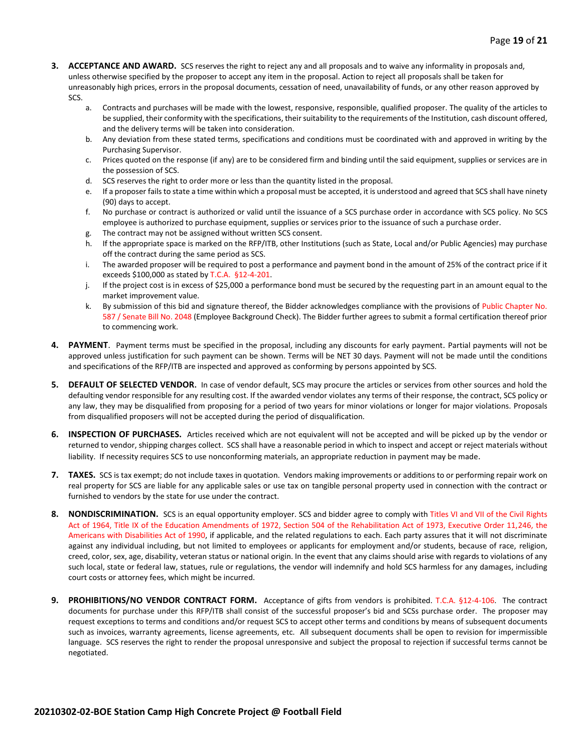3. **ACCEPTANCE AND AWARD.** SCS reserves the right to reject any and all proposals and to waive any informality in proposals and, unless otherwise specified by the proposer to accept any item in the proposal. Action to reject all proposals shall be taken for unreasonably high prices, errors in the proposal documents, cessation of need, unavailability of funds, or any other reason approved by SCS.
    a. Contracts and purchases will be made with the lowest, responsive, responsible, qualified proposer. The quality of the articles to be supplied, their conformity with the specifications, their suitability to the requirements of the Institution, cash discount offered, and the delivery terms will be taken into consideration.
    b. Any deviation from these stated terms, specifications and conditions must be coordinated with and approved in writing by the Purchasing Supervisor.
    c. Prices quoted on the response (if any) are to be considered firm and binding until the said equipment, supplies or services are in the possession of SCS.
    d. SCS reserves the right to order more or less than the quantity listed in the proposal.
    e. If a proposer fails to state a time within which a proposal must be accepted, it is understood and agreed that SCS shall have ninety (90) days to accept.
    f. No purchase or contract is authorized or valid until the issuance of a SCS purchase order in accordance with SCS policy. No SCS employee is authorized to purchase equipment, supplies or services prior to the issuance of such a purchase order.
    g. The contract may not be assigned without written SCS consent.
    h. If the appropriate space is marked on the RFP/ITB, other Institutions (such as State, Local and/or Public Agencies) may purchase off the contract during the same period as SCS.
    i. The awarded proposer will be required to post a performance and payment bond in the amount of 25% of the contract price if it exceeds $100,000 as stated by T.C.A. §12-4-201.
    j. If the project cost is in excess of $25,000 a performance bond must be secured by the requesting part in an amount equal to the market improvement value.
    k. By submission of this bid and signature thereof, the Bidder acknowledges compliance with the provisions of Public Chapter No. 587 / Senate Bill No. 2048 (Employee Background Check). The Bidder further agrees to submit a formal certification thereof prior to commencing work.

4. **PAYMENT**. Payment terms must be specified in the proposal, including any discounts for early payment. Partial payments will not be approved unless justification for such payment can be shown. Terms will be NET 30 days. Payment will not be made until the conditions and specifications of the RFP/ITB are inspected and approved as conforming by persons appointed by SCS.

5. **DEFAULT OF SELECTED VENDOR.** In case of vendor default, SCS may procure the articles or services from other sources and hold the defaulting vendor responsible for any resulting cost. If the awarded vendor violates any terms of their response, the contract, SCS policy or any law, they may be disqualified from proposing for a period of two years for minor violations or longer for major violations. Proposals from disqualified proposers will not be accepted during the period of disqualification.

6. **INSPECTION OF PURCHASES.** Articles received which are not equivalent will not be accepted and will be picked up by the vendor or returned to vendor, shipping charges collect. SCS shall have a reasonable period in which to inspect and accept or reject materials without liability. If necessity requires SCS to use nonconforming materials, an appropriate reduction in payment may be made.

7. **TAXES.** SCS is tax exempt; do not include taxes in quotation. Vendors making improvements or additions to or performing repair work on real property for SCS are liable for any applicable sales or use tax on tangible personal property used in connection with the contract or furnished to vendors by the state for use under the contract.

8. **NONDISCRIMINATION.** SCS is an equal opportunity employer. SCS and bidder agree to comply with Titles VI and VII of the Civil Rights Act of 1964, Title IX of the Education Amendments of 1972, Section 504 of the Rehabilitation Act of 1973, Executive Order 11,246, the Americans with Disabilities Act of 1990, if applicable, and the related regulations to each. Each party assures that it will not discriminate against any individual including, but not limited to employees or applicants for employment and/or students, because of race, religion, creed, color, sex, age, disability, veteran status or national origin. In the event that any claims should arise with regards to violations of any such local, state or federal law, statues, rule or regulations, the vendor will indemnify and hold SCS harmless for any damages, including court costs or attorney fees, which might be incurred.

9. **PROHIBITIONS/NO VENDOR CONTRACT FORM.** Acceptance of gifts from vendors is prohibited. T.C.A. §12-4-106. The contract documents for purchase under this RFP/ITB shall consist of the successful proposer's bid and SCSs purchase order. The proposer may request exceptions to terms and conditions and/or request SCS to accept other terms and conditions by means of subsequent documents such as invoices, warranty agreements, license agreements, etc. All subsequent documents shall be open to revision for impermissible language. SCS reserves the right to render the proposal unresponsive and subject the proposal to rejection if successful terms cannot be negotiated.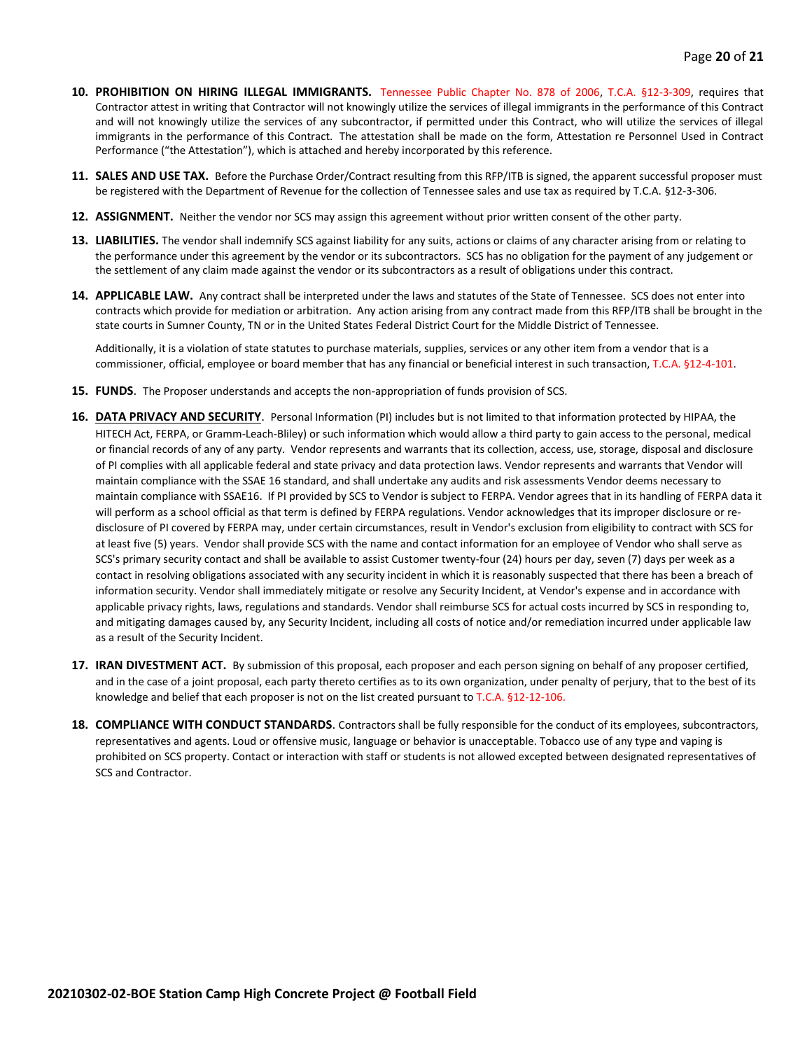10. **PROHIBITION ON HIRING ILLEGAL IMMIGRANTS.** Tennessee Public Chapter No. 878 of 2006, T.C.A. §12-3-309, requires that Contractor attest in writing that Contractor will not knowingly utilize the services of illegal immigrants in the performance of this Contract and will not knowingly utilize the services of any subcontractor, if permitted under this Contract, who will utilize the services of illegal immigrants in the performance of this Contract. The attestation shall be made on the form, Attestation re Personnel Used in Contract Performance ("the Attestation"), which is attached and hereby incorporated by this reference.

11. **SALES AND USE TAX.** Before the Purchase Order/Contract resulting from this RFP/ITB is signed, the apparent successful proposer must be registered with the Department of Revenue for the collection of Tennessee sales and use tax as required by T.C.A. §12-3-306.

12. **ASSIGNMENT.** Neither the vendor nor SCS may assign this agreement without prior written consent of the other party.

13. **LIABILITIES.** The vendor shall indemnify SCS against liability for any suits, actions or claims of any character arising from or relating to the performance under this agreement by the vendor or its subcontractors. SCS has no obligation for the payment of any judgement or the settlement of any claim made against the vendor or its subcontractors as a result of obligations under this contract.

14. **APPLICABLE LAW.** Any contract shall be interpreted under the laws and statutes of the State of Tennessee. SCS does not enter into contracts which provide for mediation or arbitration. Any action arising from any contract made from this RFP/ITB shall be brought in the state courts in Sumner County, TN or in the United States Federal District Court for the Middle District of Tennessee.

    Additionally, it is a violation of state statutes to purchase materials, supplies, services or any other item from a vendor that is a commissioner, official, employee or board member that has any financial or beneficial interest in such transaction, T.C.A. §12-4-101.

15. **FUNDS**. The Proposer understands and accepts the non-appropriation of funds provision of SCS.

16. **DATA PRIVACY AND SECURITY**. Personal Information (PI) includes but is not limited to that information protected by HIPAA, the HITECH Act, FERPA, or Gramm-Leach-Bliley) or such information which would allow a third party to gain access to the personal, medical or financial records of any of any party. Vendor represents and warrants that its collection, access, use, storage, disposal and disclosure of PI complies with all applicable federal and state privacy and data protection laws. Vendor represents and warrants that Vendor will maintain compliance with the SSAE 16 standard, and shall undertake any audits and risk assessments Vendor deems necessary to maintain compliance with SSAE16. If PI provided by SCS to Vendor is subject to FERPA. Vendor agrees that in its handling of FERPA data it will perform as a school official as that term is defined by FERPA regulations. Vendor acknowledges that its improper disclosure or re-disclosure of PI covered by FERPA may, under certain circumstances, result in Vendor's exclusion from eligibility to contract with SCS for at least five (5) years. Vendor shall provide SCS with the name and contact information for an employee of Vendor who shall serve as SCS's primary security contact and shall be available to assist Customer twenty-four (24) hours per day, seven (7) days per week as a contact in resolving obligations associated with any security incident in which it is reasonably suspected that there has been a breach of information security. Vendor shall immediately mitigate or resolve any Security Incident, at Vendor's expense and in accordance with applicable privacy rights, laws, regulations and standards. Vendor shall reimburse SCS for actual costs incurred by SCS in responding to, and mitigating damages caused by, any Security Incident, including all costs of notice and/or remediation incurred under applicable law as a result of the Security Incident.

17. **IRAN DIVESTMENT ACT.** By submission of this proposal, each proposer and each person signing on behalf of any proposer certified, and in the case of a joint proposal, each party thereto certifies as to its own organization, under penalty of perjury, that to the best of its knowledge and belief that each proposer is not on the list created pursuant to T.C.A. §12-12-106.

18. **COMPLIANCE WITH CONDUCT STANDARDS**. Contractors shall be fully responsible for the conduct of its employees, subcontractors, representatives and agents. Loud or offensive music, language or behavior is unacceptable. Tobacco use of any type and vaping is prohibited on SCS property. Contact or interaction with staff or students is not allowed excepted between designated representatives of SCS and Contractor.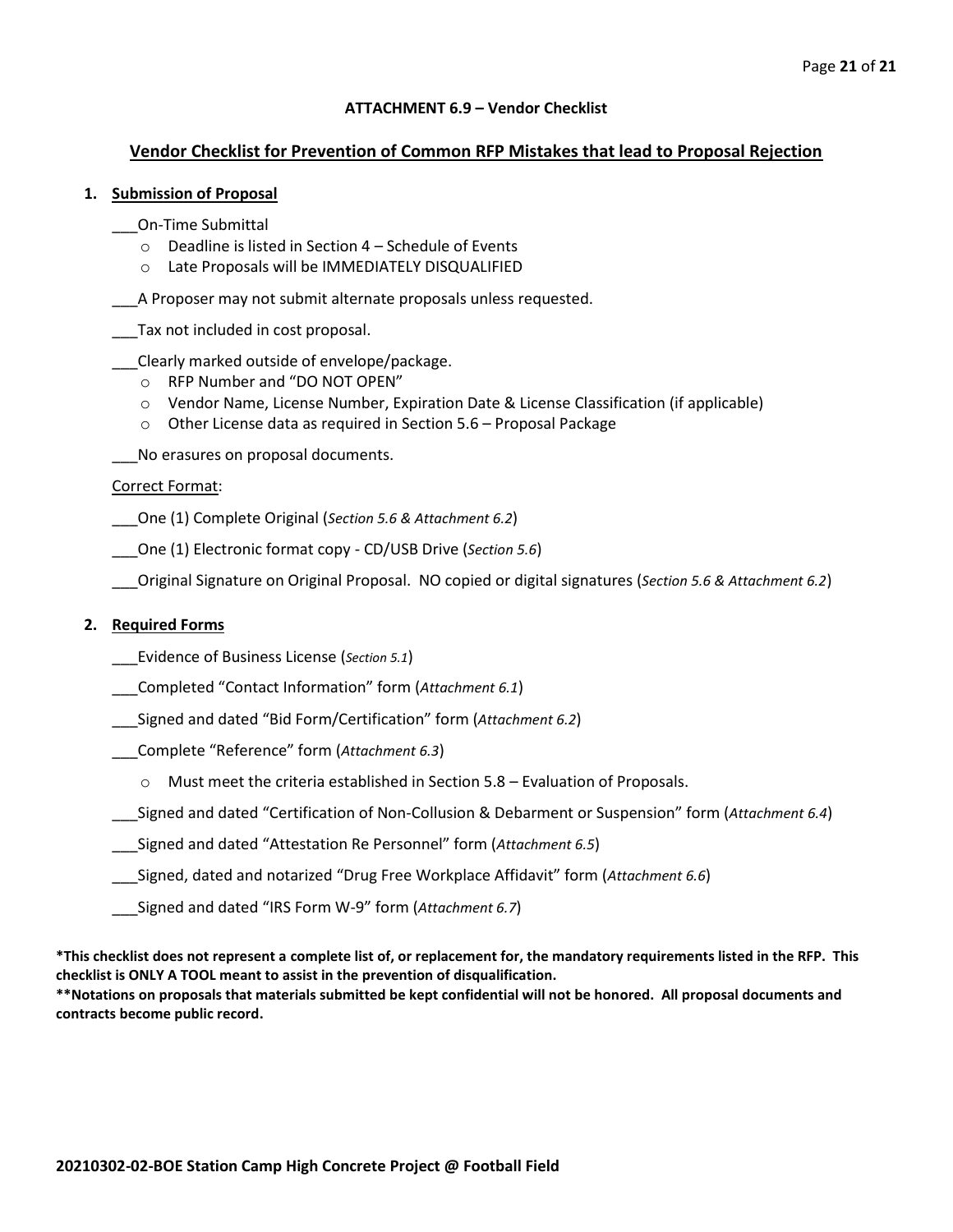**ATTACHMENT 6.9 – Vendor Checklist**

## Vendor Checklist for Prevention of Common RFP Mistakes that lead to Proposal Rejection

1. **Submission of Proposal**

___On-Time Submittal
- Deadline is listed in Section 4 – Schedule of Events
- Late Proposals will be IMMEDIATELY DISQUALIFIED

___A Proposer may not submit alternate proposals unless requested.

___Tax not included in cost proposal.

___Clearly marked outside of envelope/package.
- RFP Number and "DO NOT OPEN"
- Vendor Name, License Number, Expiration Date & License Classification (if applicable)
- Other License data as required in Section 5.6 – Proposal Package

___No erasures on proposal documents.

Correct Format:

___One (1) Complete Original (*Section 5.6 & Attachment 6.2*)

___One (1) Electronic format copy - CD/USB Drive (*Section 5.6*)

___Original Signature on Original Proposal. NO copied or digital signatures (*Section 5.6 & Attachment 6.2*)

2. **Required Forms**

___Evidence of Business License (*Section 5.1*)

___Completed "Contact Information" form (*Attachment 6.1*)

___Signed and dated "Bid Form/Certification" form (*Attachment 6.2*)

___Complete "Reference" form (*Attachment 6.3*)
- Must meet the criteria established in Section 5.8 – Evaluation of Proposals.

___Signed and dated "Certification of Non-Collusion & Debarment or Suspension" form (*Attachment 6.4*)

___Signed and dated "Attestation Re Personnel" form (*Attachment 6.5*)

___Signed, dated and notarized "Drug Free Workplace Affidavit" form (*Attachment 6.6*)

___Signed and dated "IRS Form W-9" form (*Attachment 6.7*)

**\*This checklist does not represent a complete list of, or replacement for, the mandatory requirements listed in the RFP. This checklist is ONLY A TOOL meant to assist in the prevention of disqualification.**

**\*\*Notations on proposals that materials submitted be kept confidential will not be honored. All proposal documents and contracts become public record.**

**20210302-02-BOE Station Camp High Concrete Project @ Football Field**